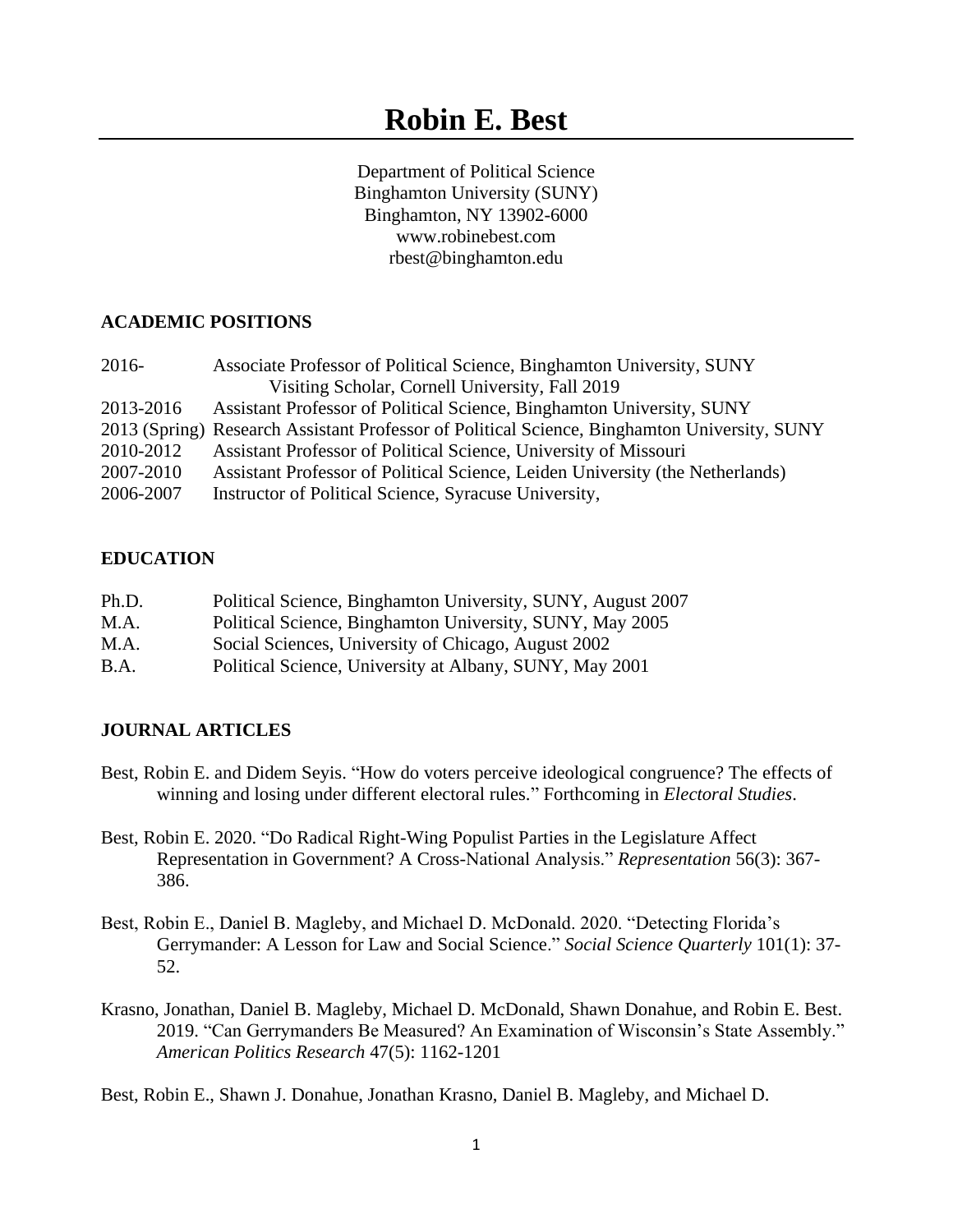# Robin E. Best

Department of Political Science
Binghamton University (SUNY)
Binghamton, NY 13902-6000
www.robinebest.com
rbest@binghamton.edu

## ACADEMIC POSITIONS

2016- Associate Professor of Political Science, Binghamton University, SUNY
  Visiting Scholar, Cornell University, Fall 2019
2013-2016 Assistant Professor of Political Science, Binghamton University, SUNY
2013 (Spring) Research Assistant Professor of Political Science, Binghamton University, SUNY
2010-2012 Assistant Professor of Political Science, University of Missouri
2007-2010 Assistant Professor of Political Science, Leiden University (the Netherlands)
2006-2007 Instructor of Political Science, Syracuse University,

## EDUCATION

Ph.D. Political Science, Binghamton University, SUNY, August 2007
M.A. Political Science, Binghamton University, SUNY, May 2005
M.A. Social Sciences, University of Chicago, August 2002
B.A. Political Science, University at Albany, SUNY, May 2001

## JOURNAL ARTICLES

Best, Robin E. and Didem Seyis. "How do voters perceive ideological congruence? The effects of winning and losing under different electoral rules." Forthcoming in *Electoral Studies*.

Best, Robin E. 2020. "Do Radical Right-Wing Populist Parties in the Legislature Affect Representation in Government? A Cross-National Analysis." *Representation* 56(3): 367-386.

Best, Robin E., Daniel B. Magleby, and Michael D. McDonald. 2020. "Detecting Florida's Gerrymander: A Lesson for Law and Social Science." *Social Science Quarterly* 101(1): 37-52.

Krasno, Jonathan, Daniel B. Magleby, Michael D. McDonald, Shawn Donahue, and Robin E. Best. 2019. "Can Gerrymanders Be Measured? An Examination of Wisconsin's State Assembly." *American Politics Research* 47(5): 1162-1201

Best, Robin E., Shawn J. Donahue, Jonathan Krasno, Daniel B. Magleby, and Michael D.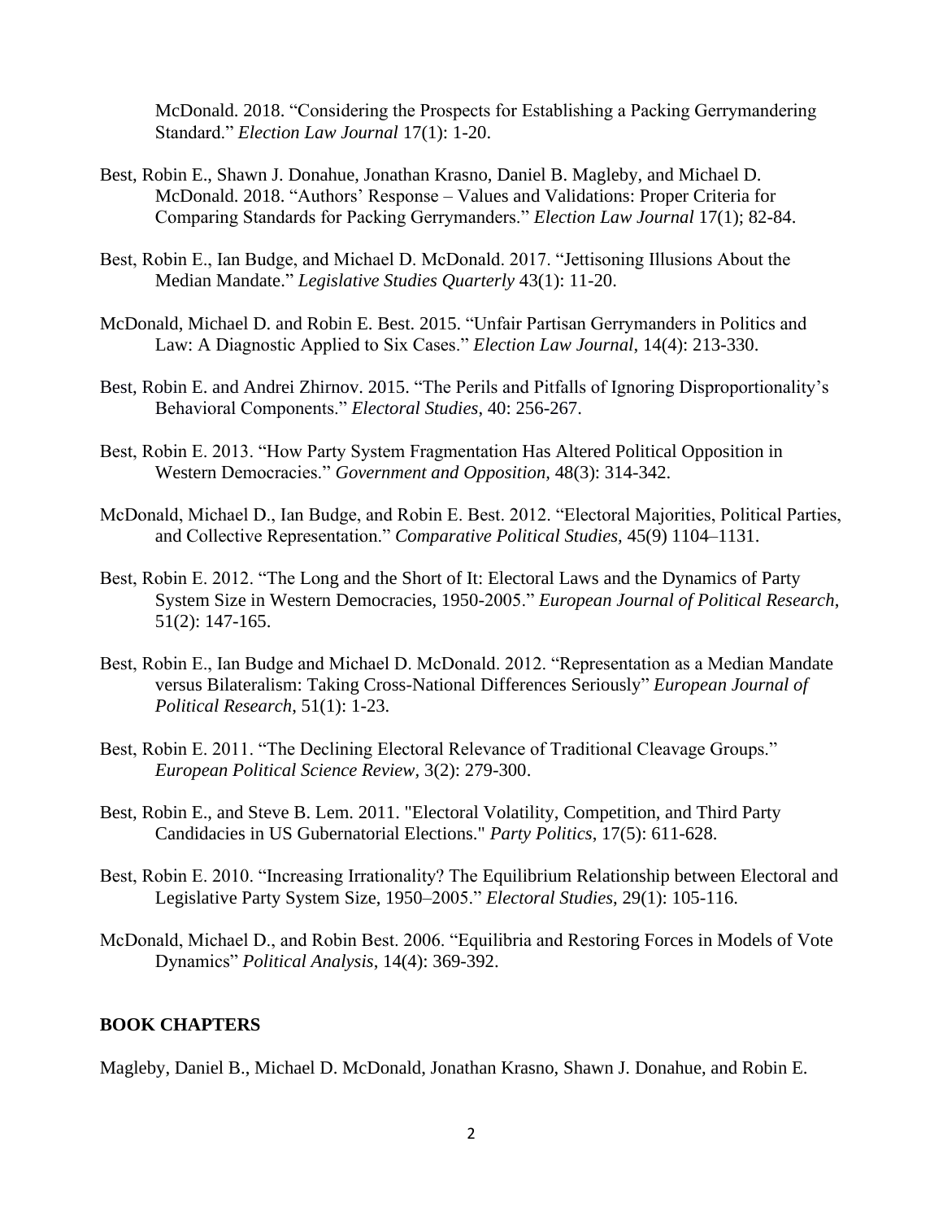McDonald. 2018. "Considering the Prospects for Establishing a Packing Gerrymandering Standard." *Election Law Journal* 17(1): 1-20.

Best, Robin E., Shawn J. Donahue, Jonathan Krasno, Daniel B. Magleby, and Michael D. McDonald. 2018. "Authors' Response – Values and Validations: Proper Criteria for Comparing Standards for Packing Gerrymanders." *Election Law Journal* 17(1); 82-84.

Best, Robin E., Ian Budge, and Michael D. McDonald. 2017. "Jettisoning Illusions About the Median Mandate." *Legislative Studies Quarterly* 43(1): 11-20.

McDonald, Michael D. and Robin E. Best. 2015. "Unfair Partisan Gerrymanders in Politics and Law: A Diagnostic Applied to Six Cases." *Election Law Journal*, 14(4): 213-330.

Best, Robin E. and Andrei Zhirnov. 2015. "The Perils and Pitfalls of Ignoring Disproportionality's Behavioral Components." *Electoral Studies*, 40: 256-267.

Best, Robin E. 2013. "How Party System Fragmentation Has Altered Political Opposition in Western Democracies." *Government and Opposition*, 48(3): 314-342.

McDonald, Michael D., Ian Budge, and Robin E. Best. 2012. "Electoral Majorities, Political Parties, and Collective Representation." *Comparative Political Studies,* 45(9) 1104–1131.

Best, Robin E. 2012. "The Long and the Short of It: Electoral Laws and the Dynamics of Party System Size in Western Democracies, 1950-2005." *European Journal of Political Research*, 51(2): 147-165.

Best, Robin E., Ian Budge and Michael D. McDonald. 2012. "Representation as a Median Mandate versus Bilateralism: Taking Cross-National Differences Seriously" *European Journal of Political Research*, 51(1): 1-23.

Best, Robin E. 2011. "The Declining Electoral Relevance of Traditional Cleavage Groups." *European Political Science Review,* 3(2): 279-300.

Best, Robin E., and Steve B. Lem. 2011. "Electoral Volatility, Competition, and Third Party Candidacies in US Gubernatorial Elections." *Party Politics*, 17(5): 611-628.

Best, Robin E. 2010. "Increasing Irrationality? The Equilibrium Relationship between Electoral and Legislative Party System Size, 1950–2005." *Electoral Studies,* 29(1): 105-116.

McDonald, Michael D., and Robin Best. 2006. "Equilibria and Restoring Forces in Models of Vote Dynamics" *Political Analysis*, 14(4): 369-392.

**BOOK CHAPTERS**

Magleby, Daniel B., Michael D. McDonald, Jonathan Krasno, Shawn J. Donahue, and Robin E.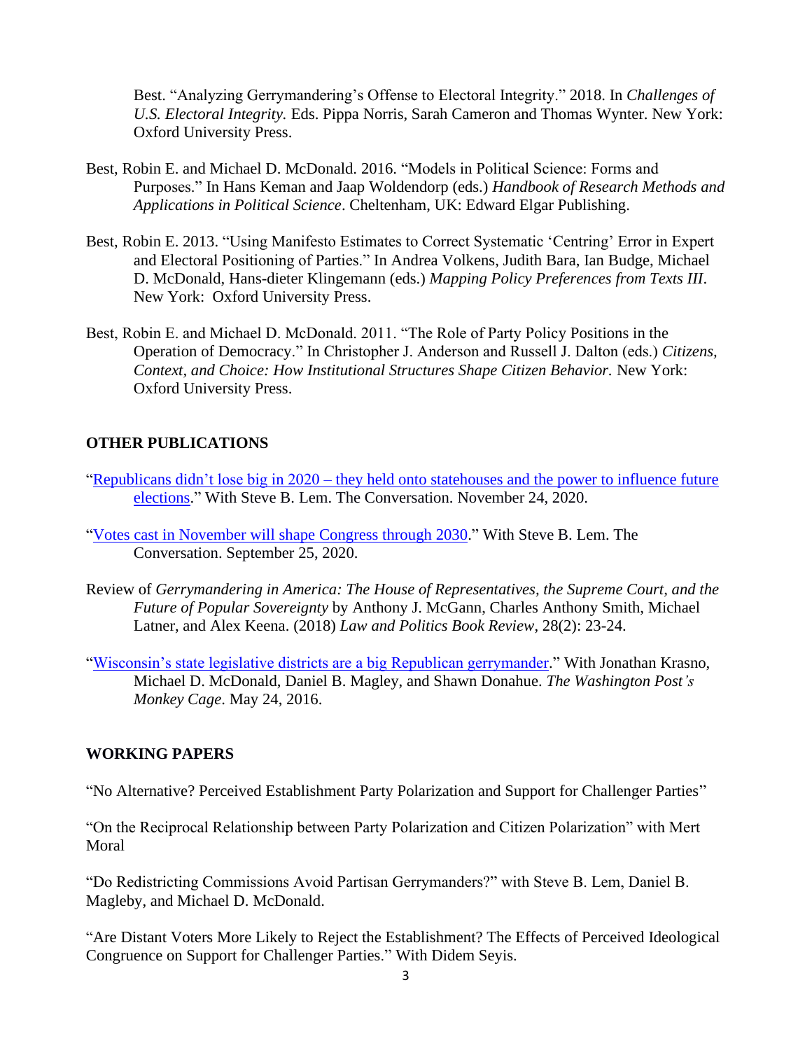Best. "Analyzing Gerrymandering's Offense to Electoral Integrity." 2018. In *Challenges of U.S. Electoral Integrity.* Eds. Pippa Norris, Sarah Cameron and Thomas Wynter. New York: Oxford University Press.

Best, Robin E. and Michael D. McDonald. 2016. "Models in Political Science: Forms and Purposes." In Hans Keman and Jaap Woldendorp (eds.) *Handbook of Research Methods and Applications in Political Science*. Cheltenham, UK: Edward Elgar Publishing.

Best, Robin E. 2013. "Using Manifesto Estimates to Correct Systematic 'Centring' Error in Expert and Electoral Positioning of Parties." In Andrea Volkens, Judith Bara, Ian Budge, Michael D. McDonald, Hans-dieter Klingemann (eds.) *Mapping Policy Preferences from Texts III*. New York: Oxford University Press.

Best, Robin E. and Michael D. McDonald. 2011. "The Role of Party Policy Positions in the Operation of Democracy." In Christopher J. Anderson and Russell J. Dalton (eds.) *Citizens, Context, and Choice: How Institutional Structures Shape Citizen Behavior.* New York: Oxford University Press.

## OTHER PUBLICATIONS

"Republicans didn't lose big in 2020 – they held onto statehouses and the power to influence future elections." With Steve B. Lem. The Conversation. November 24, 2020.

"Votes cast in November will shape Congress through 2030." With Steve B. Lem. The Conversation. September 25, 2020.

Review of *Gerrymandering in America: The House of Representatives, the Supreme Court, and the Future of Popular Sovereignty* by Anthony J. McGann, Charles Anthony Smith, Michael Latner, and Alex Keena. (2018) *Law and Politics Book Review*, 28(2): 23-24.

"Wisconsin's state legislative districts are a big Republican gerrymander." With Jonathan Krasno, Michael D. McDonald, Daniel B. Magley, and Shawn Donahue. *The Washington Post's Monkey Cage*. May 24, 2016.

## WORKING PAPERS

"No Alternative? Perceived Establishment Party Polarization and Support for Challenger Parties"

"On the Reciprocal Relationship between Party Polarization and Citizen Polarization" with Mert Moral

"Do Redistricting Commissions Avoid Partisan Gerrymanders?" with Steve B. Lem, Daniel B. Magleby, and Michael D. McDonald.

"Are Distant Voters More Likely to Reject the Establishment? The Effects of Perceived Ideological Congruence on Support for Challenger Parties." With Didem Seyis.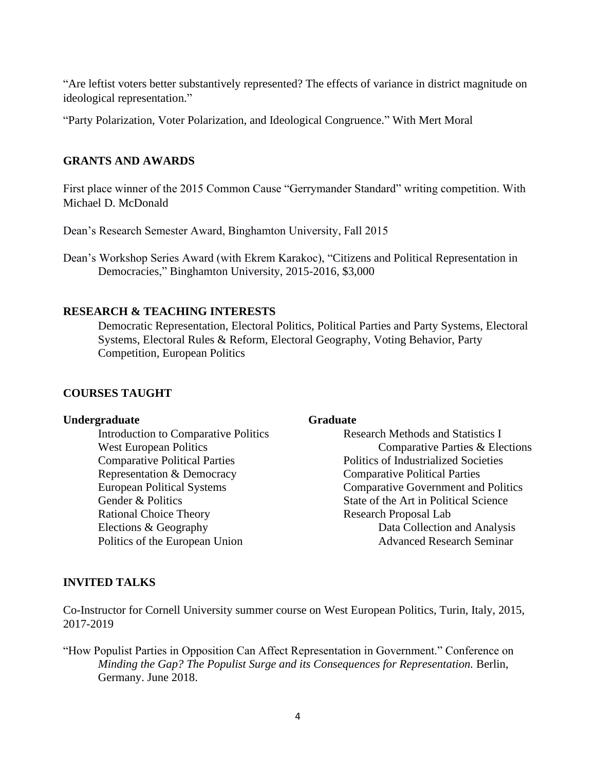"Are leftist voters better substantively represented? The effects of variance in district magnitude on ideological representation."

"Party Polarization, Voter Polarization, and Ideological Congruence." With Mert Moral

## GRANTS AND AWARDS

First place winner of the 2015 Common Cause "Gerrymander Standard" writing competition. With Michael D. McDonald

Dean's Research Semester Award, Binghamton University, Fall 2015

Dean's Workshop Series Award (with Ekrem Karakoc), "Citizens and Political Representation in Democracies," Binghamton University, 2015-2016, $3,000

## RESEARCH & TEACHING INTERESTS

Democratic Representation, Electoral Politics, Political Parties and Party Systems, Electoral Systems, Electoral Rules & Reform, Electoral Geography, Voting Behavior, Party Competition, European Politics

## COURSES TAUGHT

**Undergraduate**

- Introduction to Comparative Politics
- West European Politics
- Comparative Political Parties
- Representation & Democracy
- European Political Systems
- Gender & Politics
- Rational Choice Theory
- Elections & Geography
- Politics of the European Union

**Graduate**

- Research Methods and Statistics I
- Comparative Parties & Elections
- Politics of Industrialized Societies
- Comparative Political Parties
- Comparative Government and Politics
- State of the Art in Political Science
- Research Proposal Lab
- Data Collection and Analysis
- Advanced Research Seminar

## INVITED TALKS

Co-Instructor for Cornell University summer course on West European Politics, Turin, Italy, 2015, 2017-2019

"How Populist Parties in Opposition Can Affect Representation in Government." Conference on *Minding the Gap? The Populist Surge and its Consequences for Representation.* Berlin, Germany. June 2018.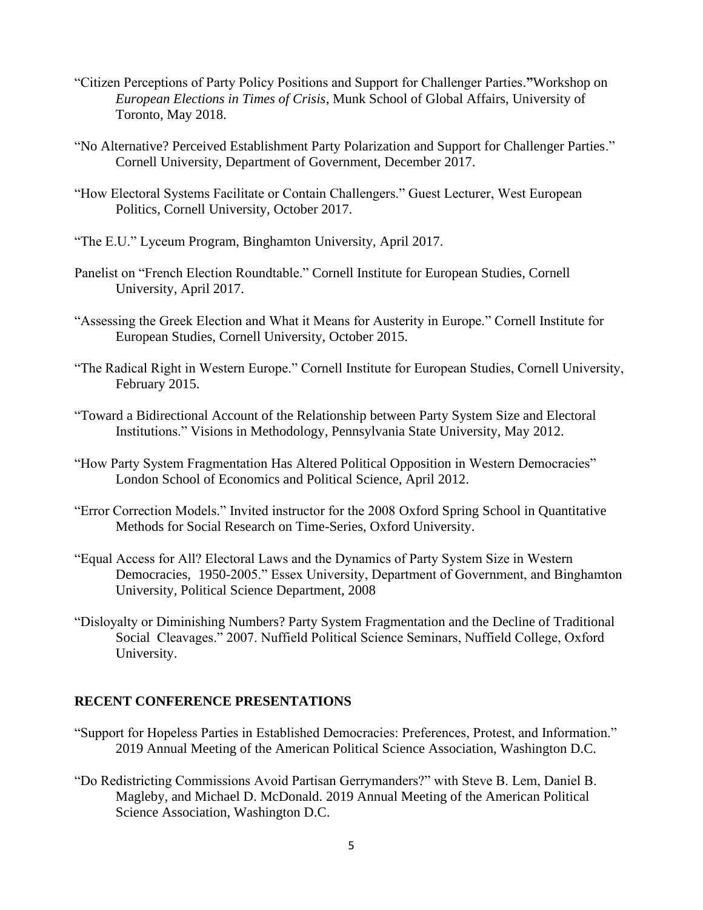"Citizen Perceptions of Party Policy Positions and Support for Challenger Parties."Workshop on *European Elections in Times of Crisis*, Munk School of Global Affairs, University of Toronto, May 2018.

"No Alternative? Perceived Establishment Party Polarization and Support for Challenger Parties." Cornell University, Department of Government, December 2017.

"How Electoral Systems Facilitate or Contain Challengers." Guest Lecturer, West European Politics, Cornell University, October 2017.

"The E.U." Lyceum Program, Binghamton University, April 2017.

Panelist on "French Election Roundtable." Cornell Institute for European Studies, Cornell University, April 2017.

"Assessing the Greek Election and What it Means for Austerity in Europe." Cornell Institute for European Studies, Cornell University, October 2015.

"The Radical Right in Western Europe." Cornell Institute for European Studies, Cornell University, February 2015.

"Toward a Bidirectional Account of the Relationship between Party System Size and Electoral Institutions." Visions in Methodology, Pennsylvania State University, May 2012.

"How Party System Fragmentation Has Altered Political Opposition in Western Democracies" London School of Economics and Political Science, April 2012.

"Error Correction Models." Invited instructor for the 2008 Oxford Spring School in Quantitative Methods for Social Research on Time-Series, Oxford University.

"Equal Access for All? Electoral Laws and the Dynamics of Party System Size in Western Democracies, 1950-2005." Essex University, Department of Government, and Binghamton University, Political Science Department, 2008

"Disloyalty or Diminishing Numbers? Party System Fragmentation and the Decline of Traditional Social Cleavages." 2007. Nuffield Political Science Seminars, Nuffield College, Oxford University.

## RECENT CONFERENCE PRESENTATIONS

"Support for Hopeless Parties in Established Democracies: Preferences, Protest, and Information." 2019 Annual Meeting of the American Political Science Association, Washington D.C.

"Do Redistricting Commissions Avoid Partisan Gerrymanders?" with Steve B. Lem, Daniel B. Magleby, and Michael D. McDonald. 2019 Annual Meeting of the American Political Science Association, Washington D.C.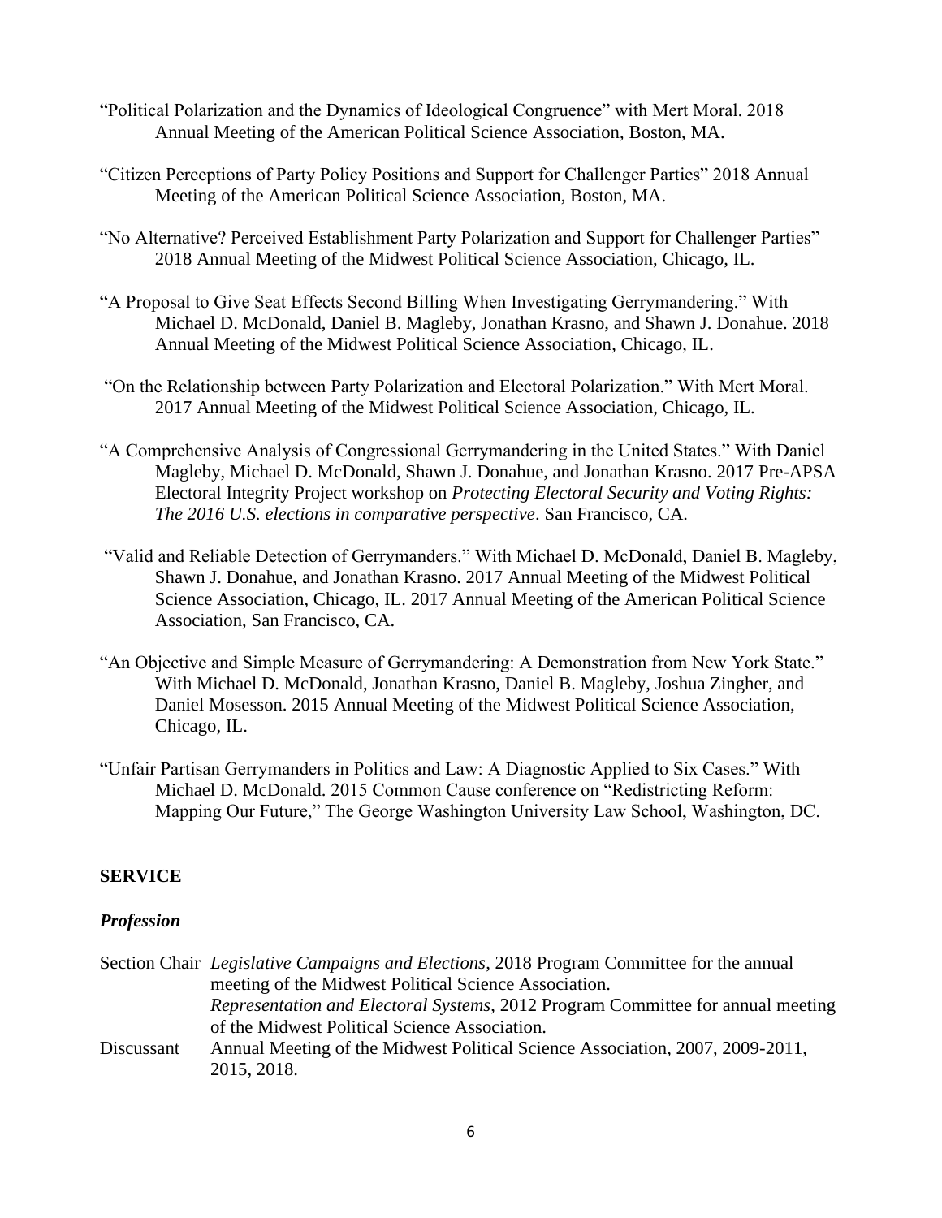"Political Polarization and the Dynamics of Ideological Congruence" with Mert Moral. 2018 Annual Meeting of the American Political Science Association, Boston, MA.

"Citizen Perceptions of Party Policy Positions and Support for Challenger Parties" 2018 Annual Meeting of the American Political Science Association, Boston, MA.

"No Alternative? Perceived Establishment Party Polarization and Support for Challenger Parties" 2018 Annual Meeting of the Midwest Political Science Association, Chicago, IL.

"A Proposal to Give Seat Effects Second Billing When Investigating Gerrymandering." With Michael D. McDonald, Daniel B. Magleby, Jonathan Krasno, and Shawn J. Donahue. 2018 Annual Meeting of the Midwest Political Science Association, Chicago, IL.

"On the Relationship between Party Polarization and Electoral Polarization." With Mert Moral. 2017 Annual Meeting of the Midwest Political Science Association, Chicago, IL.

"A Comprehensive Analysis of Congressional Gerrymandering in the United States." With Daniel Magleby, Michael D. McDonald, Shawn J. Donahue, and Jonathan Krasno. 2017 Pre-APSA Electoral Integrity Project workshop on *Protecting Electoral Security and Voting Rights: The 2016 U.S. elections in comparative perspective*. San Francisco, CA.

"Valid and Reliable Detection of Gerrymanders." With Michael D. McDonald, Daniel B. Magleby, Shawn J. Donahue, and Jonathan Krasno. 2017 Annual Meeting of the Midwest Political Science Association, Chicago, IL. 2017 Annual Meeting of the American Political Science Association, San Francisco, CA.

"An Objective and Simple Measure of Gerrymandering: A Demonstration from New York State." With Michael D. McDonald, Jonathan Krasno, Daniel B. Magleby, Joshua Zingher, and Daniel Mosesson. 2015 Annual Meeting of the Midwest Political Science Association, Chicago, IL.

"Unfair Partisan Gerrymanders in Politics and Law: A Diagnostic Applied to Six Cases." With Michael D. McDonald. 2015 Common Cause conference on "Redistricting Reform: Mapping Our Future," The George Washington University Law School, Washington, DC.

## SERVICE

### *Profession*

Section Chair *Legislative Campaigns and Elections*, 2018 Program Committee for the annual meeting of the Midwest Political Science Association.
*Representation and Electoral Systems*, 2012 Program Committee for annual meeting of the Midwest Political Science Association.

Discussant Annual Meeting of the Midwest Political Science Association, 2007, 2009-2011, 2015, 2018.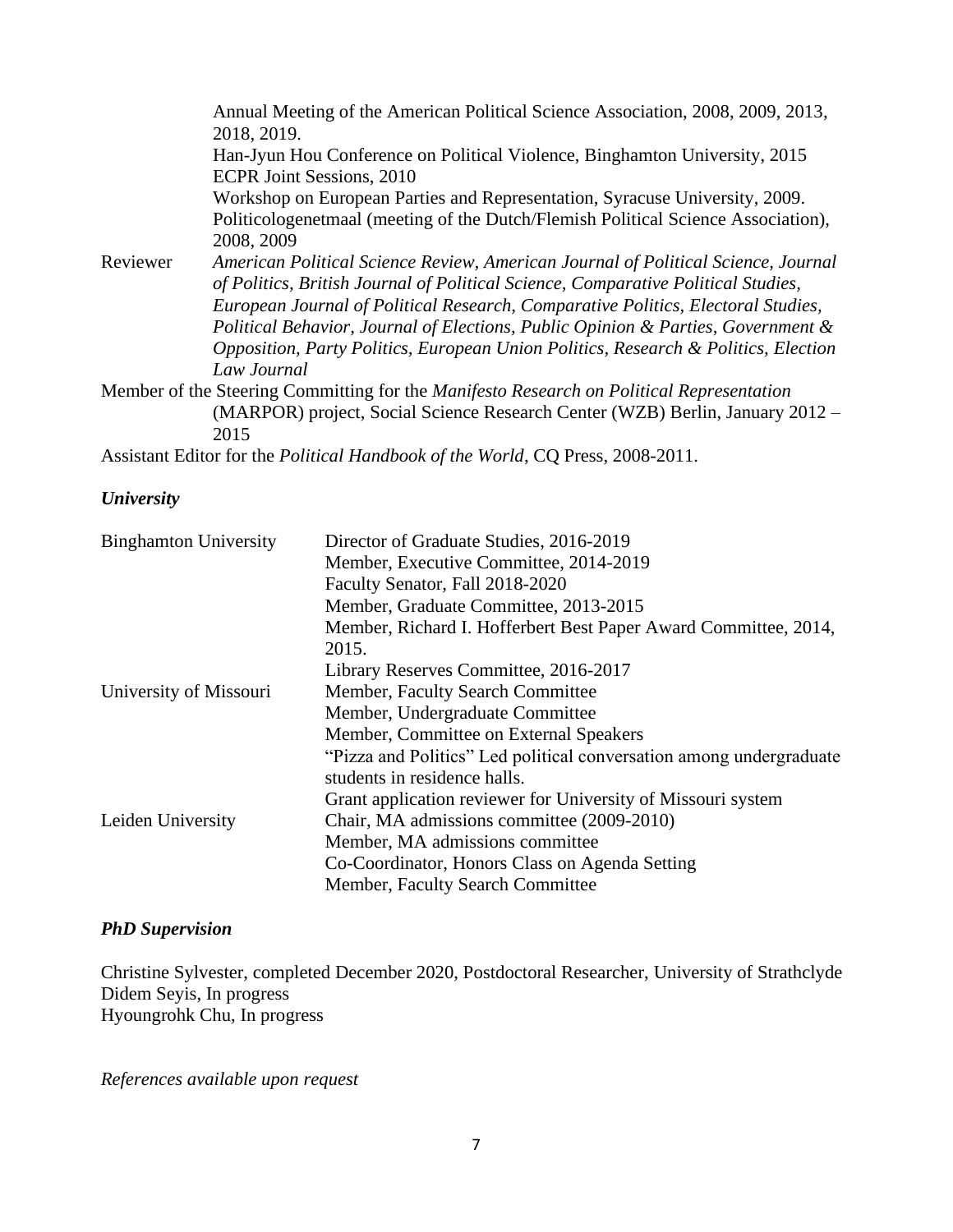Annual Meeting of the American Political Science Association, 2008, 2009, 2013, 2018, 2019.
Han-Jyun Hou Conference on Political Violence, Binghamton University, 2015
ECPR Joint Sessions, 2010
Workshop on European Parties and Representation, Syracuse University, 2009.
Politicologenetmaal (meeting of the Dutch/Flemish Political Science Association), 2008, 2009

Reviewer *American Political Science Review, American Journal of Political Science, Journal of Politics, British Journal of Political Science, Comparative Political Studies, European Journal of Political Research, Comparative Politics, Electoral Studies, Political Behavior, Journal of Elections, Public Opinion & Parties, Government & Opposition, Party Politics, European Union Politics, Research & Politics, Election Law Journal*

Member of the Steering Committing for the *Manifesto Research on Political Representation* (MARPOR) project, Social Science Research Center (WZB) Berlin, January 2012 – 2015

Assistant Editor for the *Political Handbook of the World*, CQ Press, 2008-2011.

### *University*

| | |
|---|---|
| Binghamton University | Director of Graduate Studies, 2016-2019 |
| | Member, Executive Committee, 2014-2019 |
| | Faculty Senator, Fall 2018-2020 |
| | Member, Graduate Committee, 2013-2015 |
| | Member, Richard I. Hofferbert Best Paper Award Committee, 2014, 2015. |
| | Library Reserves Committee, 2016-2017 |
| University of Missouri | Member, Faculty Search Committee |
| | Member, Undergraduate Committee |
| | Member, Committee on External Speakers |
| | "Pizza and Politics" Led political conversation among undergraduate students in residence halls. |
| | Grant application reviewer for University of Missouri system |
| Leiden University | Chair, MA admissions committee (2009-2010) |
| | Member, MA admissions committee |
| | Co-Coordinator, Honors Class on Agenda Setting |
| | Member, Faculty Search Committee |

### *PhD Supervision*

Christine Sylvester, completed December 2020, Postdoctoral Researcher, University of Strathclyde
Didem Seyis, In progress
Hyoungrohk Chu, In progress

*References available upon request*